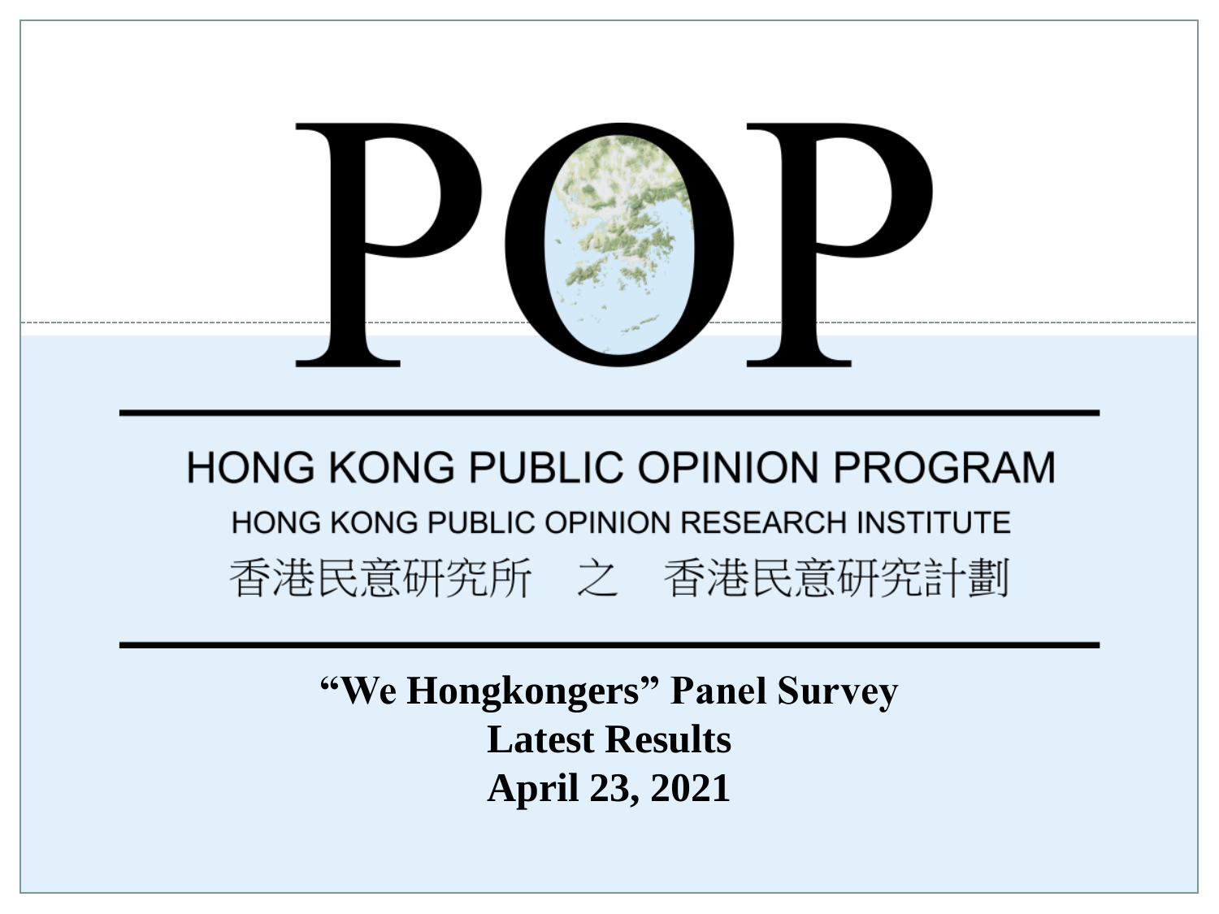# POP

HONG KONG PUBLIC OPINION PROGRAM

HONG KONG PUBLIC OPINION RESEARCH INSTITUTE

香港民意研究所 之 香港民意研究計劃

**“We Hongkongers” Panel Survey**
**Latest Results**
**April 23, 2021**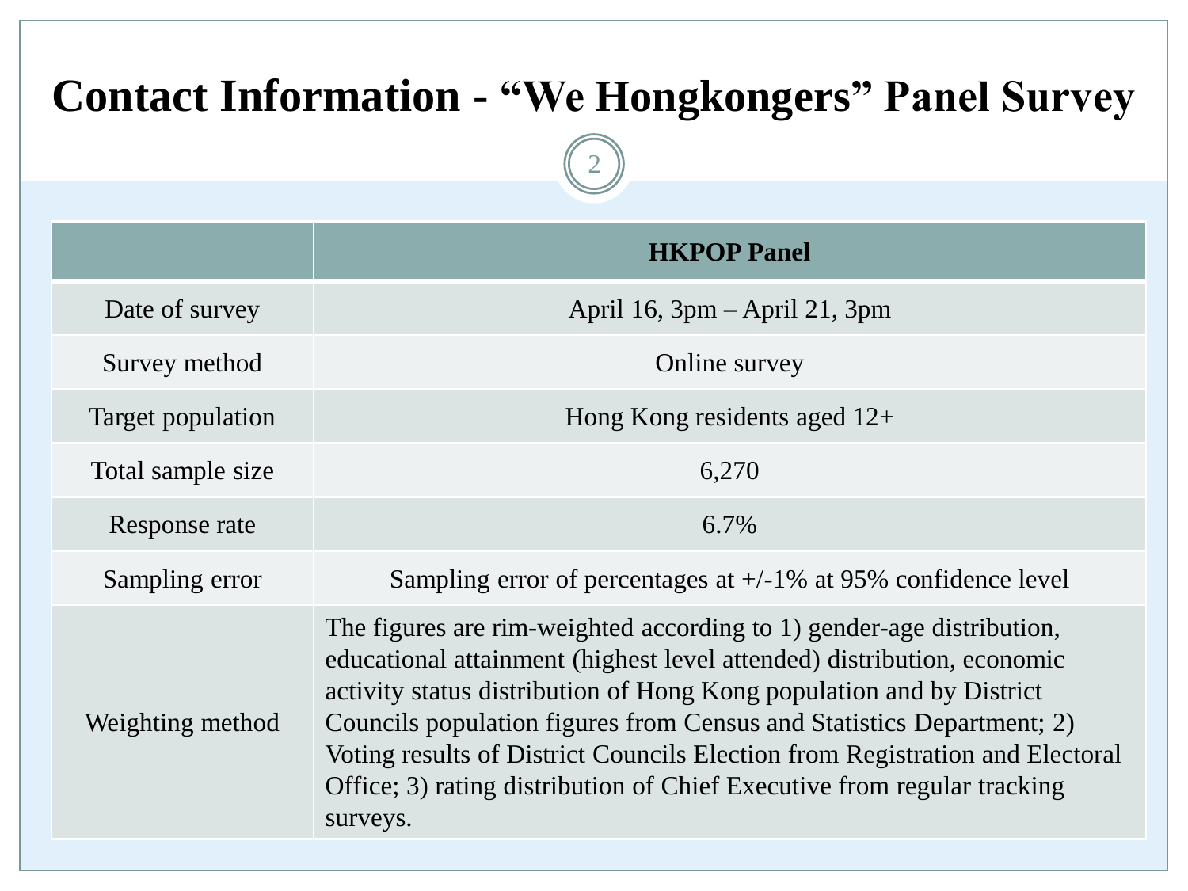# Contact Information - "We Hongkongers" Panel Survey

| | HKPOP Panel |
|---|---|
| Date of survey | April 16, 3pm – April 21, 3pm |
| Survey method | Online survey |
| Target population | Hong Kong residents aged 12+ |
| Total sample size | 6,270 |
| Response rate | 6.7% |
| Sampling error | Sampling error of percentages at +/-1% at 95% confidence level |
| Weighting method | The figures are rim-weighted according to 1) gender-age distribution, educational attainment (highest level attended) distribution, economic activity status distribution of Hong Kong population and by District Councils population figures from Census and Statistics Department; 2) Voting results of District Councils Election from Registration and Electoral Office; 3) rating distribution of Chief Executive from regular tracking surveys. |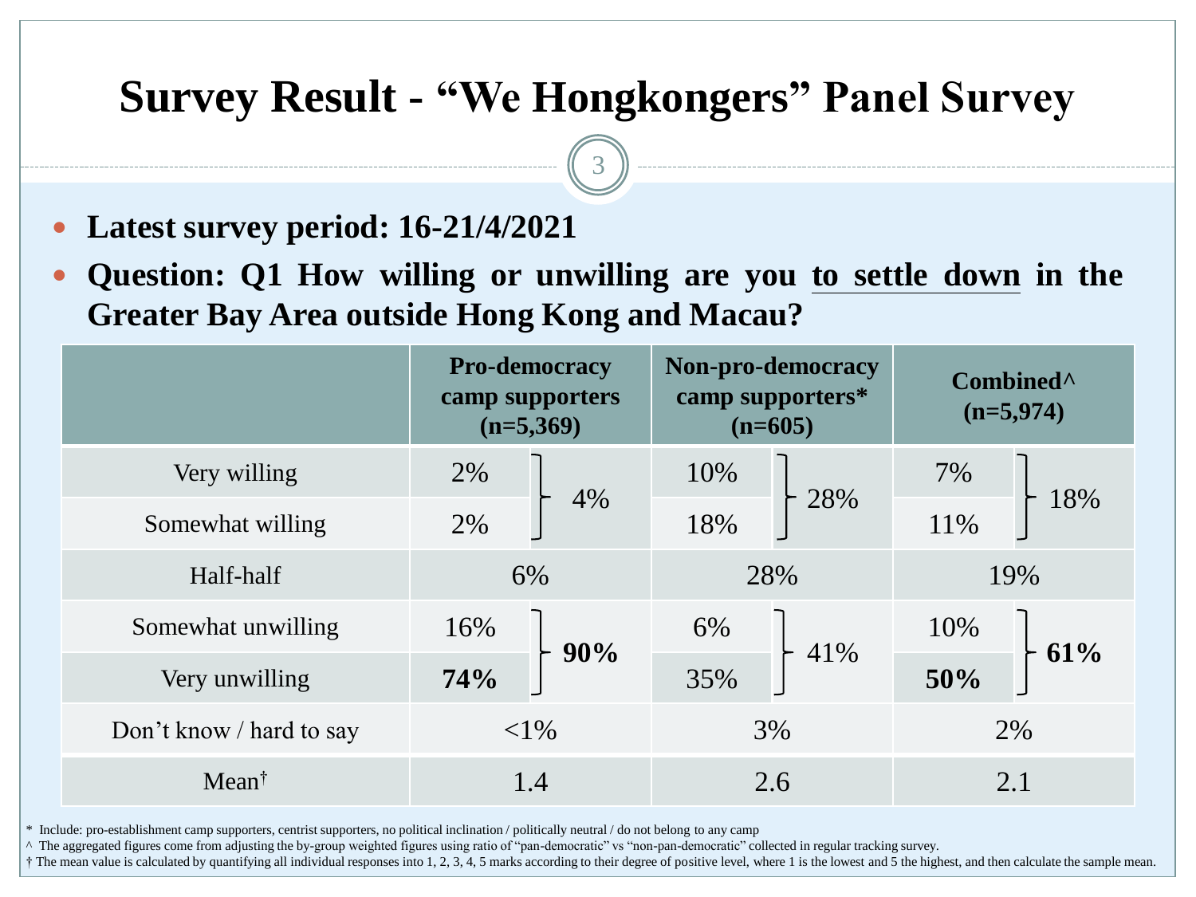# Survey Result - "We Hongkongers" Panel Survey

- **Latest survey period: 16-21/4/2021**
- **Question: Q1 How willing or unwilling are you to settle down in the Greater Bay Area outside Hong Kong and Macau?**

| | **Pro-democracy camp supporters (n=5,369)** | | **Non-pro-democracy camp supporters* (n=605)** | | **Combined^ (n=5,974)** | |
|---|---|---|---|---|---|---|
| Very willing | 2% | 4% | 10% | 28% | 7% | 18% |
| Somewhat willing | 2% | | 18% | | 11% | |
| Half-half | 6% | | 28% | | 19% | |
| Somewhat unwilling | 16% | **90%** | 6% | 41% | 10% | **61%** |
| Very unwilling | **74%** | | 35% | | **50%** | |
| Don't know / hard to say | <1% | | 3% | | 2% | |
| Mean† | 1.4 | | 2.6 | | 2.1 | |

\* Include: pro-establishment camp supporters, centrist supporters, no political inclination / politically neutral / do not belong to any camp

^ The aggregated figures come from adjusting the by-group weighted figures using ratio of "pan-democratic" vs "non-pan-democratic" collected in regular tracking survey.

† The mean value is calculated by quantifying all individual responses into 1, 2, 3, 4, 5 marks according to their degree of positive level, where 1 is the lowest and 5 the highest, and then calculate the sample mean.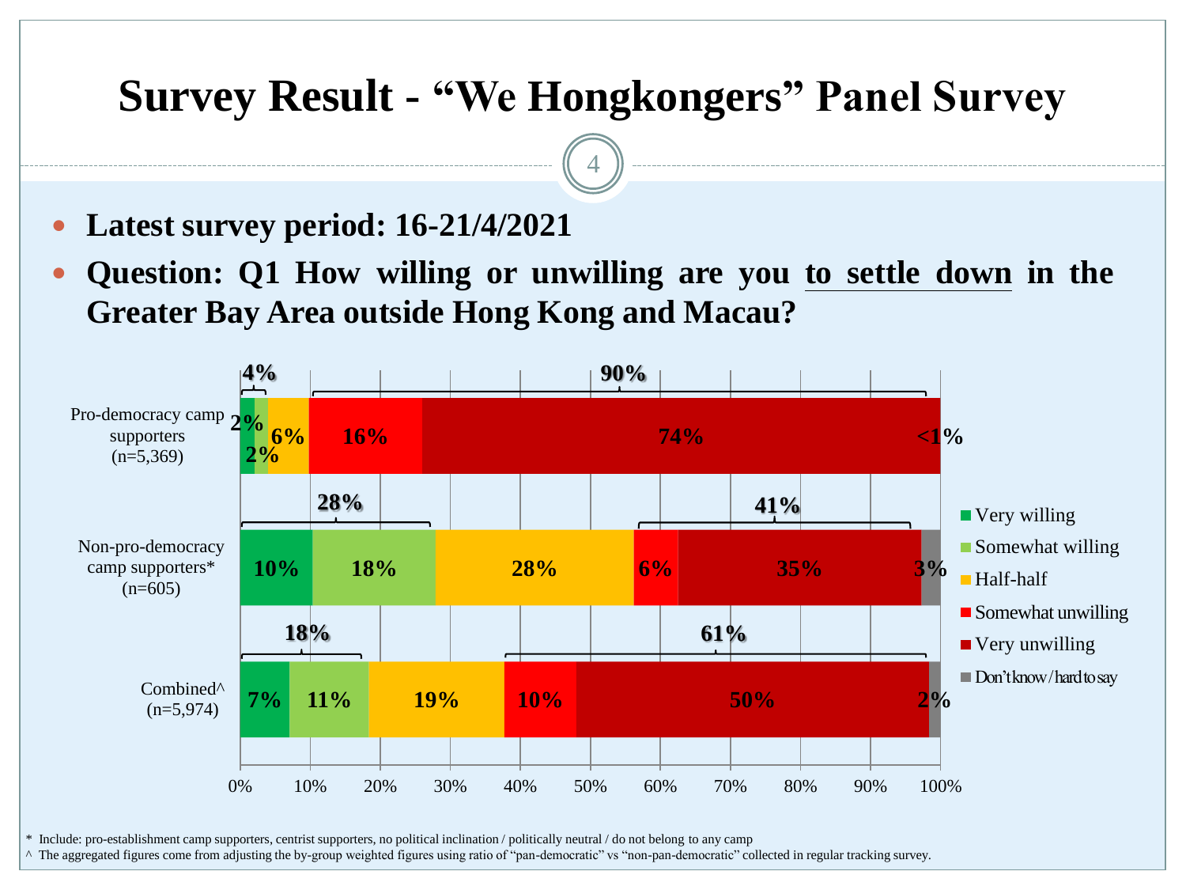# Survey Result - "We Hongkongers" Panel Survey

- **Latest survey period: 16-21/4/2021**
- **Question: Q1 How willing or unwilling are you to settle down in the Greater Bay Area outside Hong Kong and Macau?**

| | Very willing | Somewhat willing | Half-half | Somewhat unwilling | Very unwilling | Don't know / hard to say |
|---|---|---|---|---|---|---|
| Pro-democracy camp supporters (n=5,369) | 2% | 2% | 6% | 16% | 74% | <1% |
| Non-pro-democracy camp supporters* (n=605) | 10% | 18% | 28% | 6% | 35% | 3% |
| Combined^ (n=5,974) | 7% | 11% | 19% | 10% | 50% | 2% |

Willing (total): Pro-democracy camp supporters 4%; Non-pro-democracy camp supporters 28%; Combined 18%.

Unwilling (total): Pro-democracy camp supporters 90%; Non-pro-democracy camp supporters 41%; Combined 61%.

\* Include: pro-establishment camp supporters, centrist supporters, no political inclination / politically neutral / do not belong to any camp

^ The aggregated figures come from adjusting the by-group weighted figures using ratio of "pan-democratic" vs "non-pan-democratic" collected in regular tracking survey.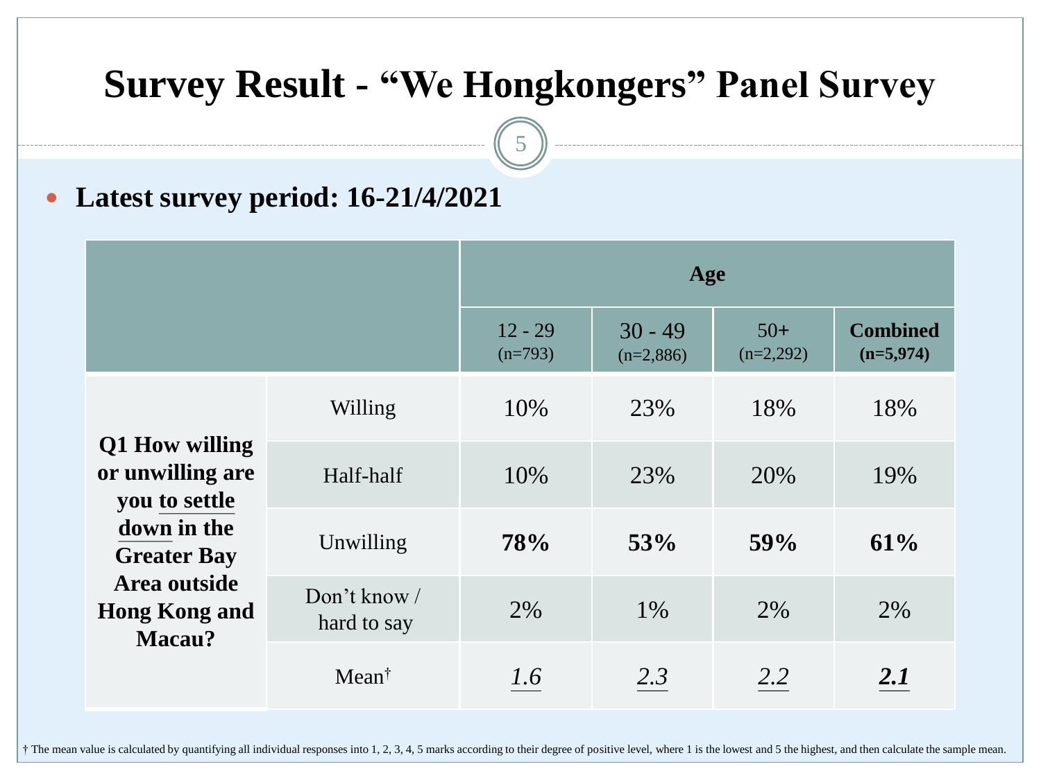# Survey Result - "We Hongkongers" Panel Survey

- **Latest survey period: 16-21/4/2021**

| | | Age | | | |
|---|---|---|---|---|---|
| | | 12 - 29 (n=793) | 30 - 49 (n=2,886) | 50+ (n=2,292) | **Combined (n=5,974)** |
| **Q1 How willing or unwilling are you to settle down in the Greater Bay Area outside Hong Kong and Macau?** | Willing | 10% | 23% | 18% | 18% |
| | Half-half | 10% | 23% | 20% | 19% |
| | Unwilling | **78%** | **53%** | **59%** | **61%** |
| | Don't know / hard to say | 2% | 1% | 2% | 2% |
| | Mean† | *1.6* | *2.3* | *2.2* | ***2.1*** |

† The mean value is calculated by quantifying all individual responses into 1, 2, 3, 4, 5 marks according to their degree of positive level, where 1 is the lowest and 5 the highest, and then calculate the sample mean.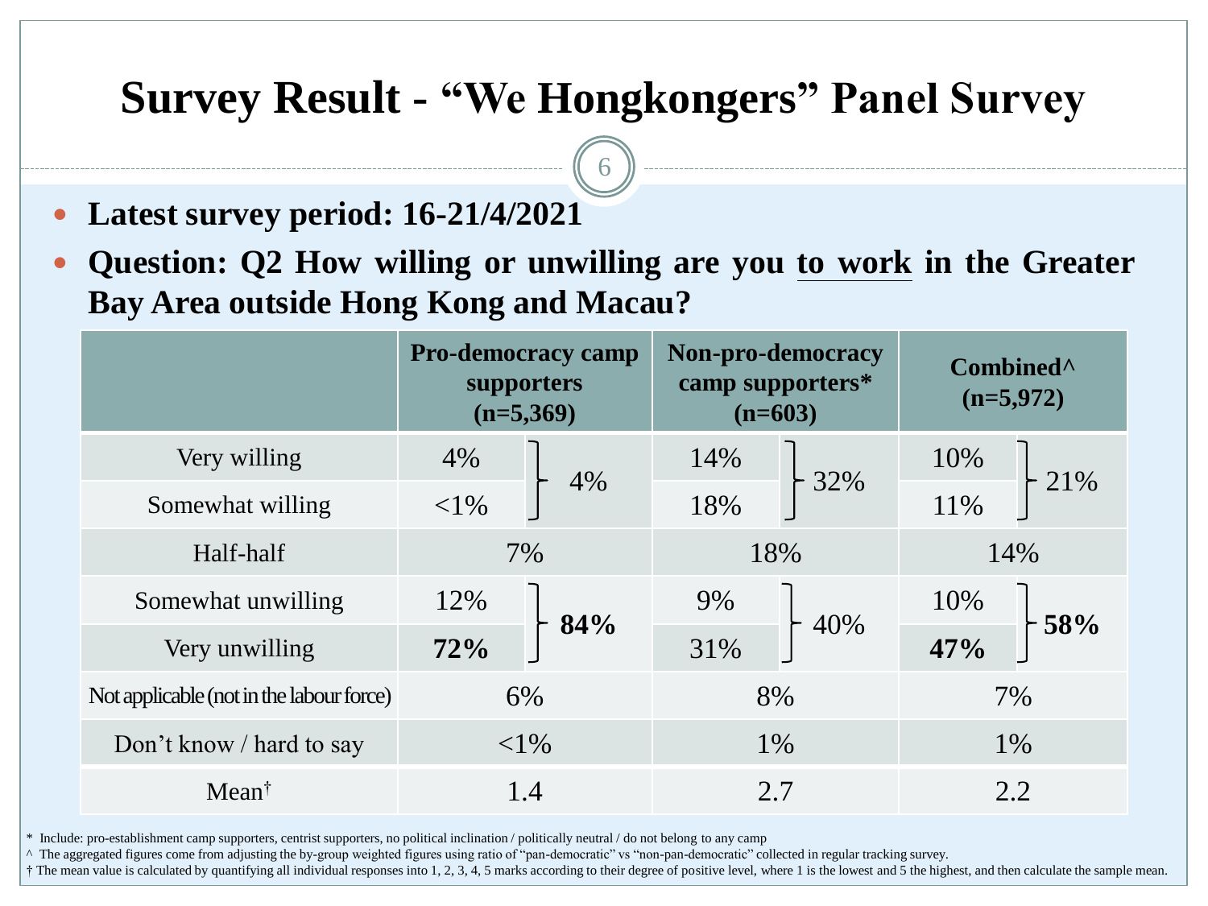# Survey Result - "We Hongkongers" Panel Survey

- **Latest survey period: 16-21/4/2021**
- **Question: Q2 How willing or unwilling are you to work in the Greater Bay Area outside Hong Kong and Macau?**

| | Pro-democracy camp supporters (n=5,369) | | Non-pro-democracy camp supporters* (n=603) | | Combined^ (n=5,972) | |
|---|---|---|---|---|---|---|
| Very willing | 4% | 4% | 14% | 32% | 10% | 21% |
| Somewhat willing | <1% | | 18% | | 11% | |
| Half-half | 7% | | 18% | | 14% | |
| Somewhat unwilling | 12% | **84%** | 9% | 40% | 10% | **58%** |
| Very unwilling | **72%** | | 31% | | **47%** | |
| Not applicable (not in the labour force) | 6% | | 8% | | 7% | |
| Don't know / hard to say | <1% | | 1% | | 1% | |
| Mean† | 1.4 | | 2.7 | | 2.2 | |

\* Include: pro-establishment camp supporters, centrist supporters, no political inclination / politically neutral / do not belong to any camp

^ The aggregated figures come from adjusting the by-group weighted figures using ratio of "pan-democratic" vs "non-pan-democratic" collected in regular tracking survey.

† The mean value is calculated by quantifying all individual responses into 1, 2, 3, 4, 5 marks according to their degree of positive level, where 1 is the lowest and 5 the highest, and then calculate the sample mean.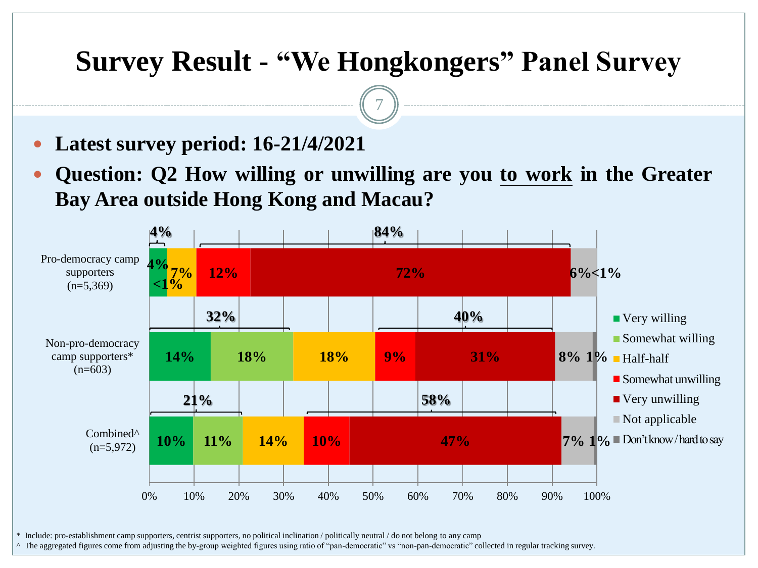# Survey Result - "We Hongkongers" Panel Survey

- **Latest survey period: 16-21/4/2021**
- **Question: Q2 How willing or unwilling are you to work in the Greater Bay Area outside Hong Kong and Macau?**

| Group | Very willing | Somewhat willing | Half-half | Somewhat unwilling | Very unwilling | Not applicable | Don't know / hard to say | Willing (total) | Unwilling (total) |
|---|---|---|---|---|---|---|---|---|---|
| Pro-democracy camp supporters (n=5,369) | 4% | <1% | 7% | 12% | 72% | 6% | <1% | 4% | 84% |
| Non-pro-democracy camp supporters* (n=603) | 14% | 18% | 18% | 9% | 31% | 8% | 1% | 32% | 40% |
| Combined^ (n=5,972) | 10% | 11% | 14% | 10% | 47% | 7% | 1% | 21% | 58% |

\* Include: pro-establishment camp supporters, centrist supporters, no political inclination / politically neutral / do not belong to any camp

^ The aggregated figures come from adjusting the by-group weighted figures using ratio of "pan-democratic" vs "non-pan-democratic" collected in regular tracking survey.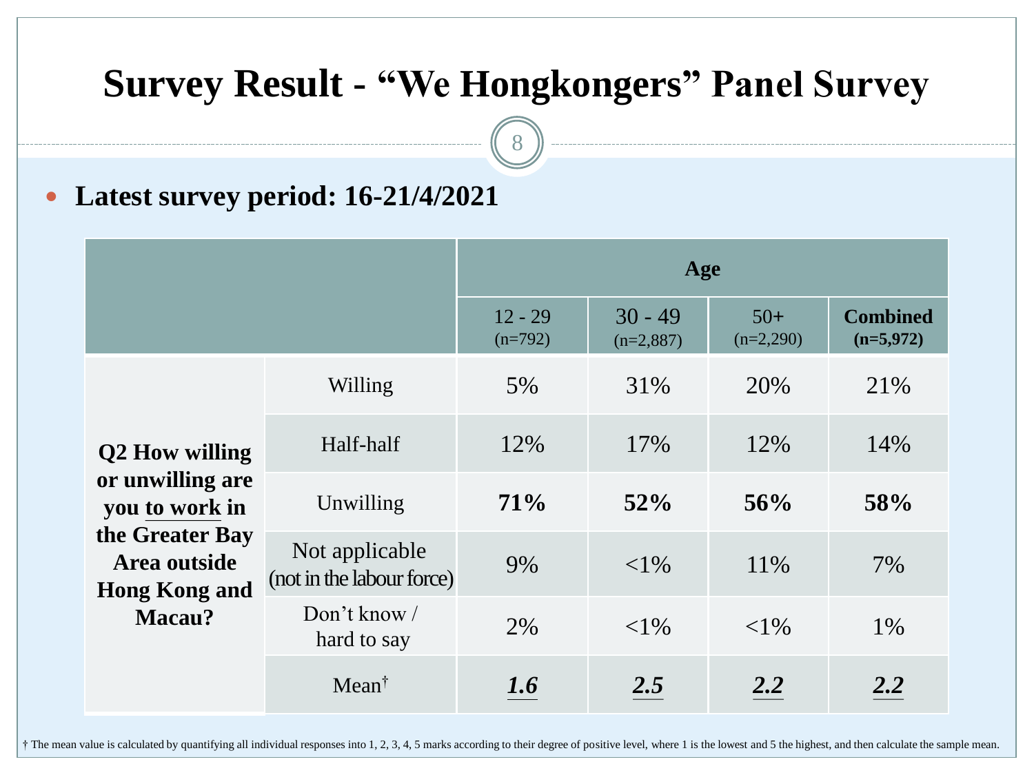# Survey Result - "We Hongkongers" Panel Survey

- **Latest survey period: 16-21/4/2021**

| | | Age | | | |
|---|---|---|---|---|---|
| | | 12 - 29 (n=792) | 30 - 49 (n=2,887) | 50+ (n=2,290) | **Combined (n=5,972)** |
| **Q2 How willing or unwilling are you to work in the Greater Bay Area outside Hong Kong and Macau?** | Willing | 5% | 31% | 20% | 21% |
| | Half-half | 12% | 17% | 12% | 14% |
| | Unwilling | **71%** | **52%** | **56%** | **58%** |
| | Not applicable (not in the labour force) | 9% | <1% | 11% | 7% |
| | Don't know / hard to say | 2% | <1% | <1% | 1% |
| | Mean† | ***1.6*** | ***2.5*** | ***2.2*** | ***2.2*** |

† The mean value is calculated by quantifying all individual responses into 1, 2, 3, 4, 5 marks according to their degree of positive level, where 1 is the lowest and 5 the highest, and then calculate the sample mean.